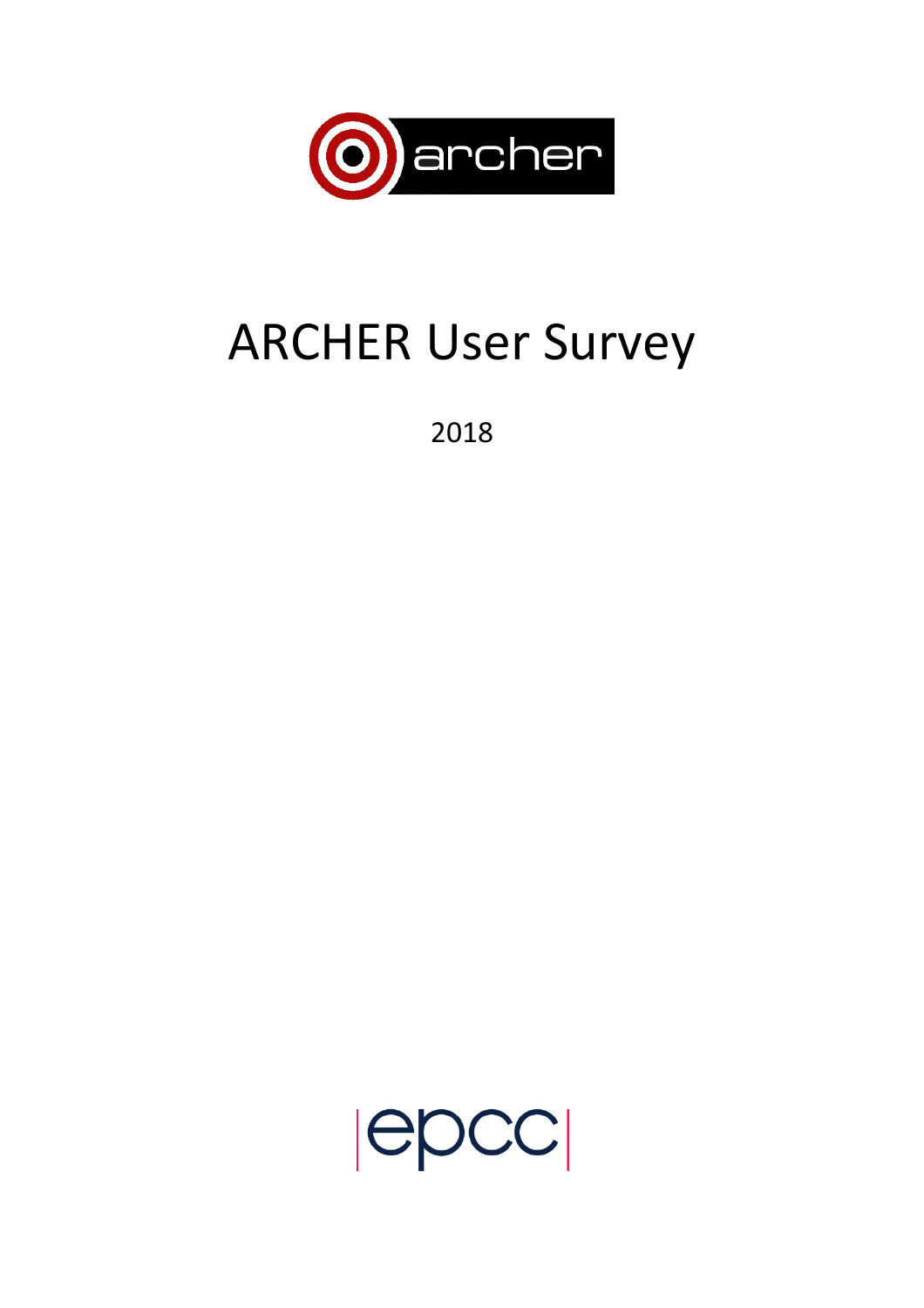# ARCHER User Survey

2018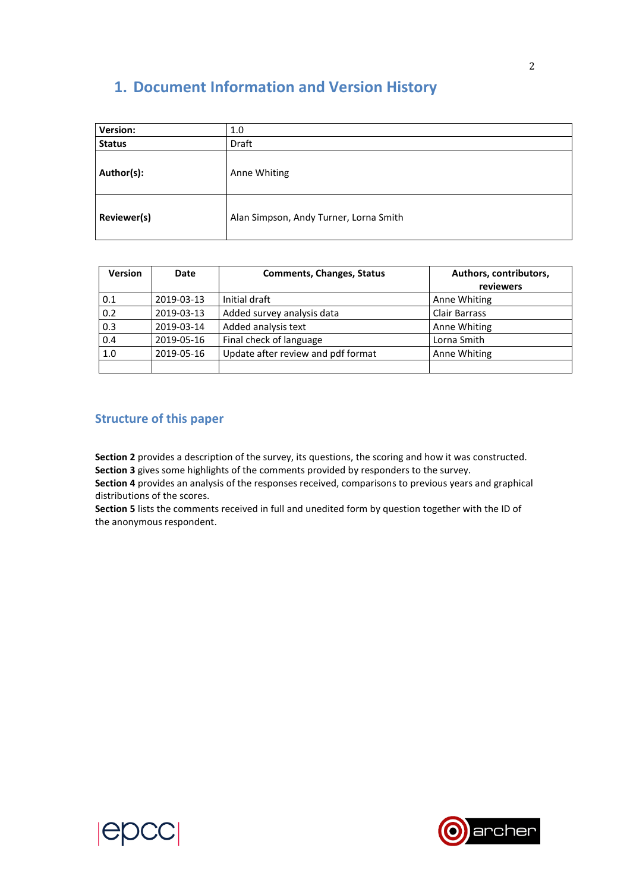# 1. Document Information and Version History

| Version: | 1.0 |
|---|---|
| Status | Draft |
| Author(s): | Anne Whiting |
| Reviewer(s) | Alan Simpson, Andy Turner, Lorna Smith |

| Version | Date | Comments, Changes, Status | Authors, contributors, reviewers |
|---|---|---|---|
| 0.1 | 2019-03-13 | Initial draft | Anne Whiting |
| 0.2 | 2019-03-13 | Added survey analysis data | Clair Barrass |
| 0.3 | 2019-03-14 | Added analysis text | Anne Whiting |
| 0.4 | 2019-05-16 | Final check of language | Lorna Smith |
| 1.0 | 2019-05-16 | Update after review and pdf format | Anne Whiting |
| | | | |

## Structure of this paper

**Section 2** provides a description of the survey, its questions, the scoring and how it was constructed.
**Section 3** gives some highlights of the comments provided by responders to the survey.
**Section 4** provides an analysis of the responses received, comparisons to previous years and graphical distributions of the scores.
**Section 5** lists the comments received in full and unedited form by question together with the ID of the anonymous respondent.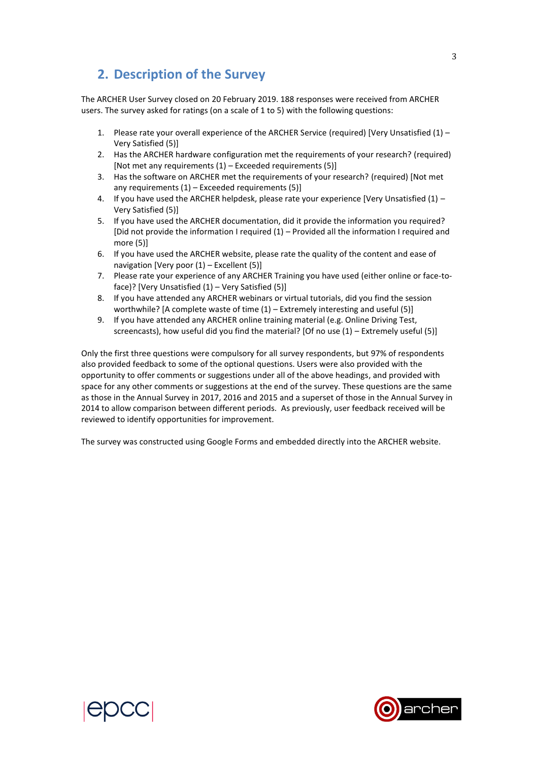## 2. Description of the Survey

The ARCHER User Survey closed on 20 February 2019. 188 responses were received from ARCHER users. The survey asked for ratings (on a scale of 1 to 5) with the following questions:

1. Please rate your overall experience of the ARCHER Service (required) [Very Unsatisfied (1) – Very Satisfied (5)]
2. Has the ARCHER hardware configuration met the requirements of your research? (required) [Not met any requirements (1) – Exceeded requirements (5)]
3. Has the software on ARCHER met the requirements of your research? (required) [Not met any requirements (1) – Exceeded requirements (5)]
4. If you have used the ARCHER helpdesk, please rate your experience [Very Unsatisfied (1) – Very Satisfied (5)]
5. If you have used the ARCHER documentation, did it provide the information you required? [Did not provide the information I required (1) – Provided all the information I required and more (5)]
6. If you have used the ARCHER website, please rate the quality of the content and ease of navigation [Very poor (1) – Excellent (5)]
7. Please rate your experience of any ARCHER Training you have used (either online or face-to-face)? [Very Unsatisfied (1) – Very Satisfied (5)]
8. If you have attended any ARCHER webinars or virtual tutorials, did you find the session worthwhile? [A complete waste of time (1) – Extremely interesting and useful (5)]
9. If you have attended any ARCHER online training material (e.g. Online Driving Test, screencasts), how useful did you find the material? [Of no use (1) – Extremely useful (5)]

Only the first three questions were compulsory for all survey respondents, but 97% of respondents also provided feedback to some of the optional questions. Users were also provided with the opportunity to offer comments or suggestions under all of the above headings, and provided with space for any other comments or suggestions at the end of the survey. These questions are the same as those in the Annual Survey in 2017, 2016 and 2015 and a superset of those in the Annual Survey in 2014 to allow comparison between different periods. As previously, user feedback received will be reviewed to identify opportunities for improvement.

The survey was constructed using Google Forms and embedded directly into the ARCHER website.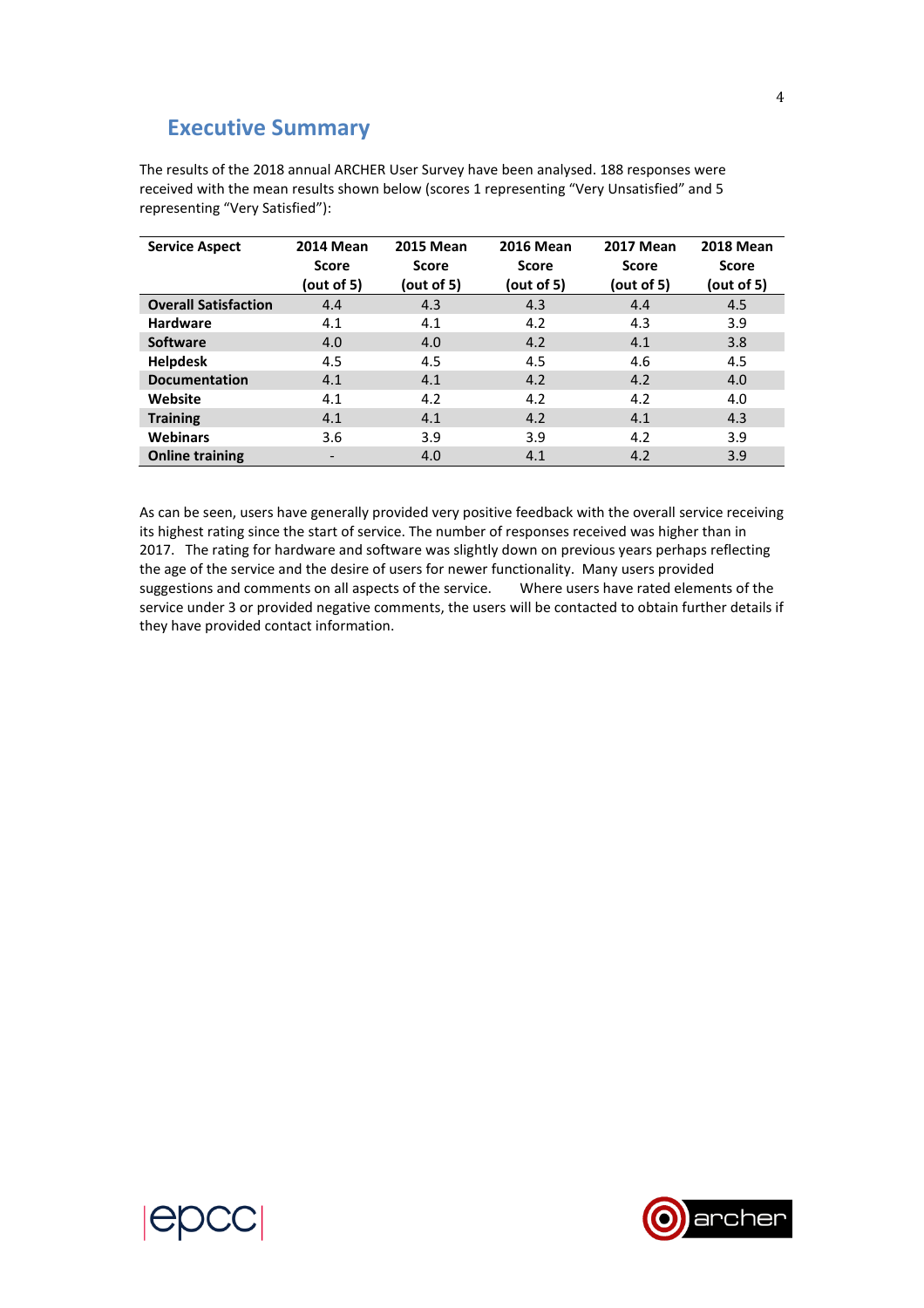## Executive Summary

The results of the 2018 annual ARCHER User Survey have been analysed. 188 responses were received with the mean results shown below (scores 1 representing "Very Unsatisfied" and 5 representing "Very Satisfied"):

| Service Aspect | 2014 Mean Score (out of 5) | 2015 Mean Score (out of 5) | 2016 Mean Score (out of 5) | 2017 Mean Score (out of 5) | 2018 Mean Score (out of 5) |
|---|---|---|---|---|---|
| **Overall Satisfaction** | 4.4 | 4.3 | 4.3 | 4.4 | 4.5 |
| **Hardware** | 4.1 | 4.1 | 4.2 | 4.3 | 3.9 |
| **Software** | 4.0 | 4.0 | 4.2 | 4.1 | 3.8 |
| **Helpdesk** | 4.5 | 4.5 | 4.5 | 4.6 | 4.5 |
| **Documentation** | 4.1 | 4.1 | 4.2 | 4.2 | 4.0 |
| **Website** | 4.1 | 4.2 | 4.2 | 4.2 | 4.0 |
| **Training** | 4.1 | 4.1 | 4.2 | 4.1 | 4.3 |
| **Webinars** | 3.6 | 3.9 | 3.9 | 4.2 | 3.9 |
| **Online training** | - | 4.0 | 4.1 | 4.2 | 3.9 |

As can be seen, users have generally provided very positive feedback with the overall service receiving its highest rating since the start of service. The number of responses received was higher than in 2017. The rating for hardware and software was slightly down on previous years perhaps reflecting the age of the service and the desire of users for newer functionality. Many users provided suggestions and comments on all aspects of the service. Where users have rated elements of the service under 3 or provided negative comments, the users will be contacted to obtain further details if they have provided contact information.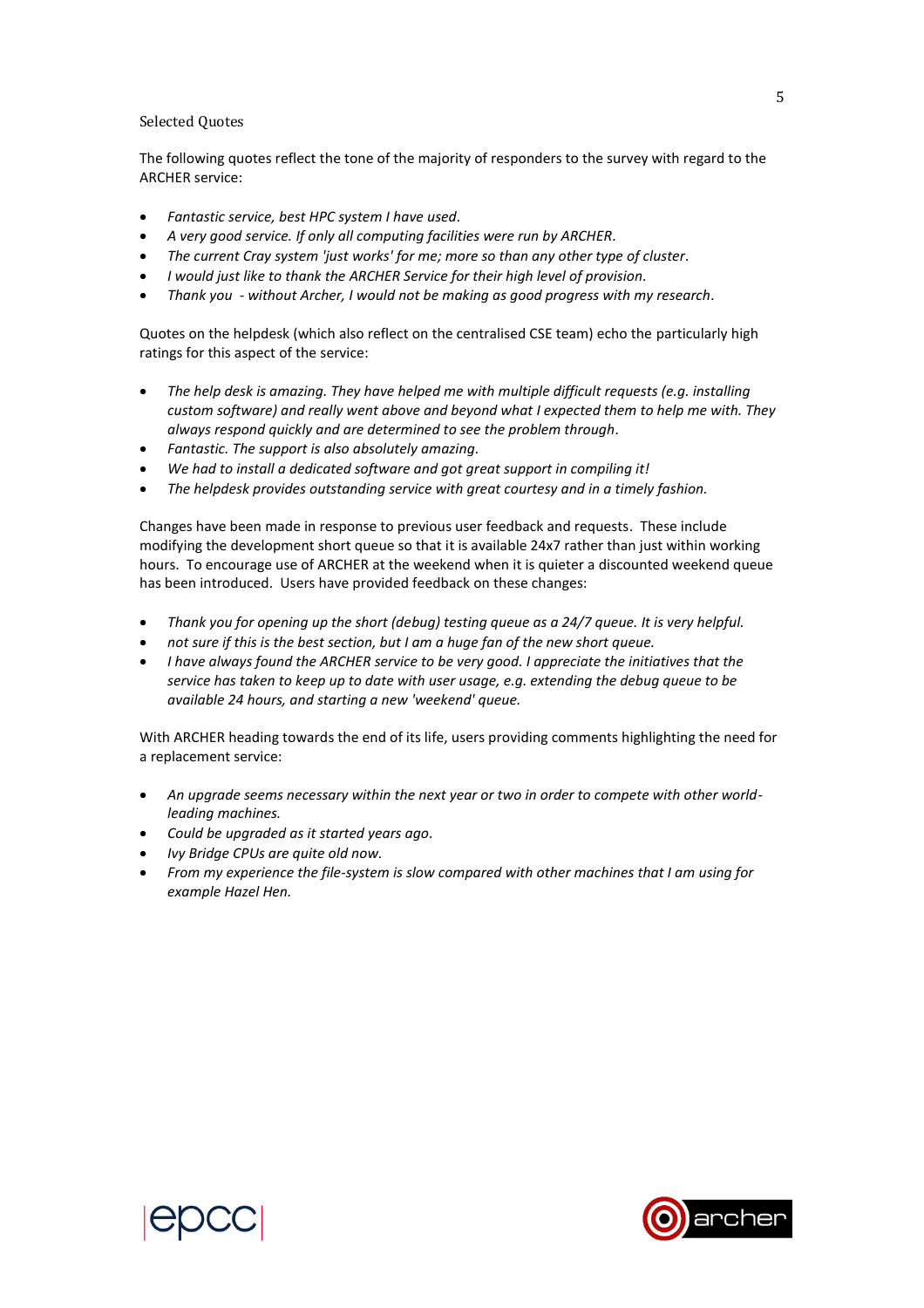Selected Quotes

The following quotes reflect the tone of the majority of responders to the survey with regard to the ARCHER service:

- *Fantastic service, best HPC system I have used.*
- *A very good service. If only all computing facilities were run by ARCHER.*
- *The current Cray system 'just works' for me; more so than any other type of cluster.*
- *I would just like to thank the ARCHER Service for their high level of provision.*
- *Thank you - without Archer, I would not be making as good progress with my research.*

Quotes on the helpdesk (which also reflect on the centralised CSE team) echo the particularly high ratings for this aspect of the service:

- *The help desk is amazing. They have helped me with multiple difficult requests (e.g. installing custom software) and really went above and beyond what I expected them to help me with. They always respond quickly and are determined to see the problem through.*
- *Fantastic. The support is also absolutely amazing.*
- *We had to install a dedicated software and got great support in compiling it!*
- *The helpdesk provides outstanding service with great courtesy and in a timely fashion.*

Changes have been made in response to previous user feedback and requests. These include modifying the development short queue so that it is available 24x7 rather than just within working hours. To encourage use of ARCHER at the weekend when it is quieter a discounted weekend queue has been introduced. Users have provided feedback on these changes:

- *Thank you for opening up the short (debug) testing queue as a 24/7 queue. It is very helpful.*
- *not sure if this is the best section, but I am a huge fan of the new short queue.*
- *I have always found the ARCHER service to be very good. I appreciate the initiatives that the service has taken to keep up to date with user usage, e.g. extending the debug queue to be available 24 hours, and starting a new 'weekend' queue.*

With ARCHER heading towards the end of its life, users providing comments highlighting the need for a replacement service:

- *An upgrade seems necessary within the next year or two in order to compete with other world-leading machines.*
- *Could be upgraded as it started years ago.*
- *Ivy Bridge CPUs are quite old now.*
- *From my experience the file-system is slow compared with other machines that I am using for example Hazel Hen.*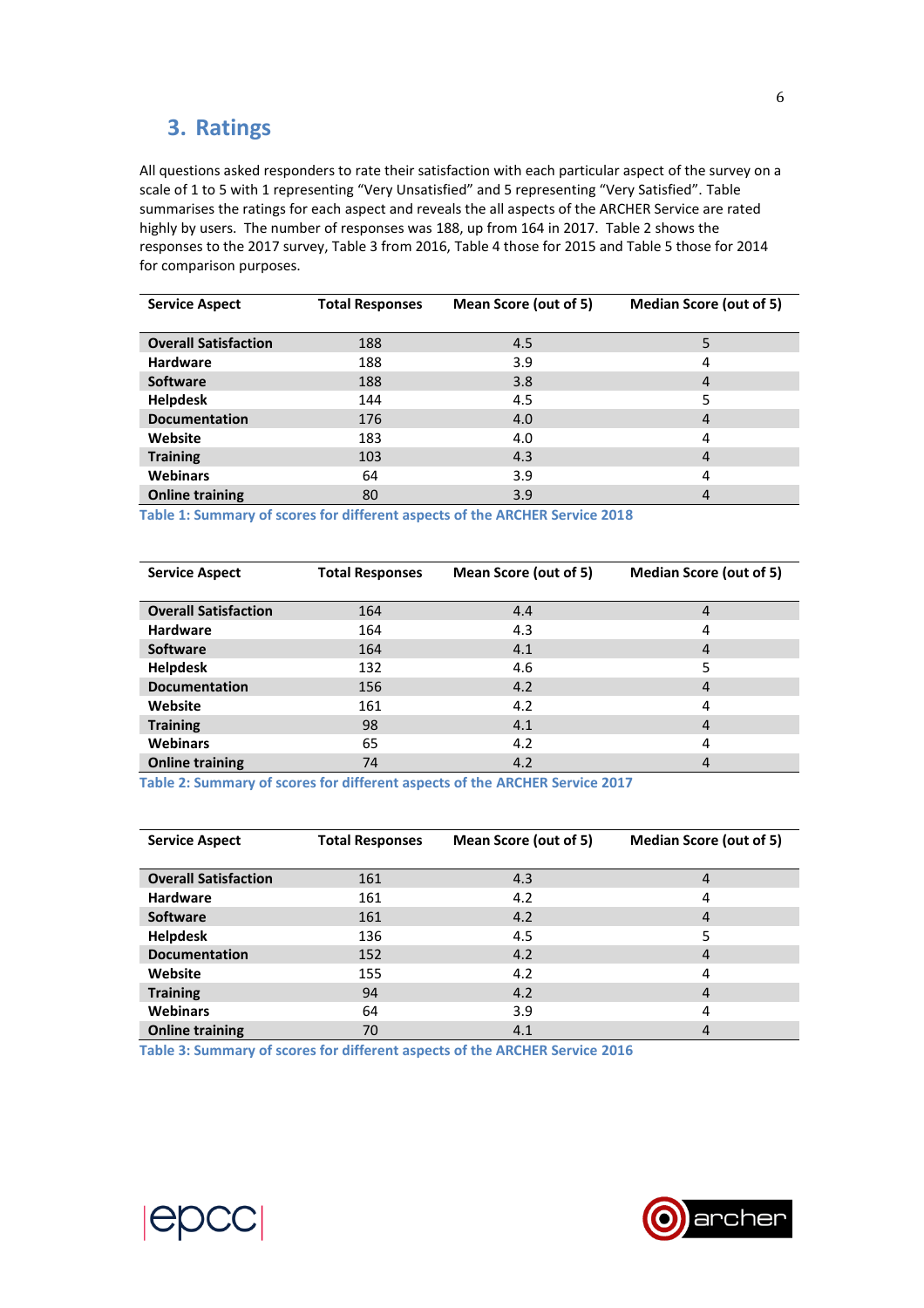## 3. Ratings

All questions asked responders to rate their satisfaction with each particular aspect of the survey on a scale of 1 to 5 with 1 representing "Very Unsatisfied" and 5 representing "Very Satisfied". Table summarises the ratings for each aspect and reveals the all aspects of the ARCHER Service are rated highly by users. The number of responses was 188, up from 164 in 2017. Table 2 shows the responses to the 2017 survey, Table 3 from 2016, Table 4 those for 2015 and Table 5 those for 2014 for comparison purposes.

| Service Aspect | Total Responses | Mean Score (out of 5) | Median Score (out of 5) |
|---|---|---|---|
| **Overall Satisfaction** | 188 | 4.5 | 5 |
| **Hardware** | 188 | 3.9 | 4 |
| **Software** | 188 | 3.8 | 4 |
| **Helpdesk** | 144 | 4.5 | 5 |
| **Documentation** | 176 | 4.0 | 4 |
| **Website** | 183 | 4.0 | 4 |
| **Training** | 103 | 4.3 | 4 |
| **Webinars** | 64 | 3.9 | 4 |
| **Online training** | 80 | 3.9 | 4 |

Table 1: Summary of scores for different aspects of the ARCHER Service 2018

| Service Aspect | Total Responses | Mean Score (out of 5) | Median Score (out of 5) |
|---|---|---|---|
| **Overall Satisfaction** | 164 | 4.4 | 4 |
| **Hardware** | 164 | 4.3 | 4 |
| **Software** | 164 | 4.1 | 4 |
| **Helpdesk** | 132 | 4.6 | 5 |
| **Documentation** | 156 | 4.2 | 4 |
| **Website** | 161 | 4.2 | 4 |
| **Training** | 98 | 4.1 | 4 |
| **Webinars** | 65 | 4.2 | 4 |
| **Online training** | 74 | 4.2 | 4 |

Table 2: Summary of scores for different aspects of the ARCHER Service 2017

| Service Aspect | Total Responses | Mean Score (out of 5) | Median Score (out of 5) |
|---|---|---|---|
| **Overall Satisfaction** | 161 | 4.3 | 4 |
| **Hardware** | 161 | 4.2 | 4 |
| **Software** | 161 | 4.2 | 4 |
| **Helpdesk** | 136 | 4.5 | 5 |
| **Documentation** | 152 | 4.2 | 4 |
| **Website** | 155 | 4.2 | 4 |
| **Training** | 94 | 4.2 | 4 |
| **Webinars** | 64 | 3.9 | 4 |
| **Online training** | 70 | 4.1 | 4 |

Table 3: Summary of scores for different aspects of the ARCHER Service 2016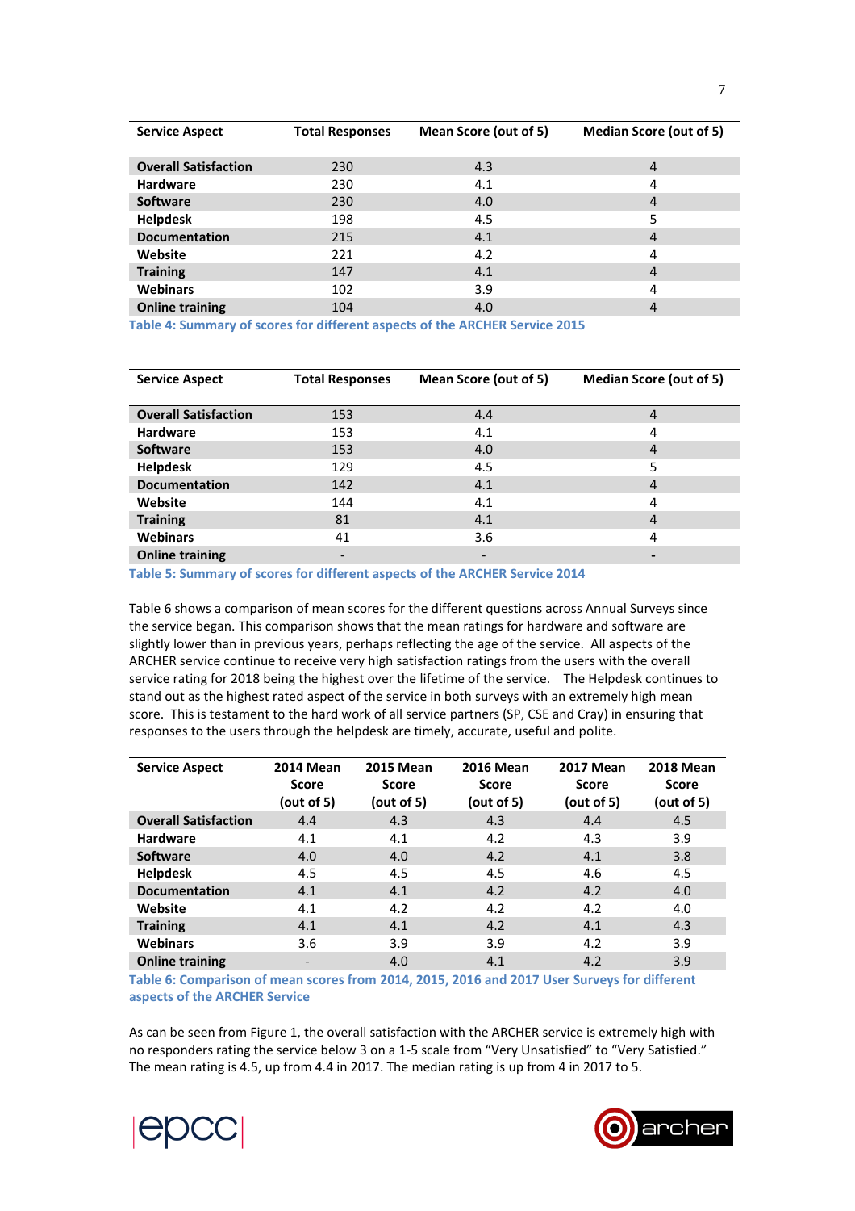| Service Aspect | Total Responses | Mean Score (out of 5) | Median Score (out of 5) |
|---|---|---|---|
| **Overall Satisfaction** | 230 | 4.3 | 4 |
| **Hardware** | 230 | 4.1 | 4 |
| **Software** | 230 | 4.0 | 4 |
| **Helpdesk** | 198 | 4.5 | 5 |
| **Documentation** | 215 | 4.1 | 4 |
| **Website** | 221 | 4.2 | 4 |
| **Training** | 147 | 4.1 | 4 |
| **Webinars** | 102 | 3.9 | 4 |
| **Online training** | 104 | 4.0 | 4 |

Table 4: Summary of scores for different aspects of the ARCHER Service 2015

| Service Aspect | Total Responses | Mean Score (out of 5) | Median Score (out of 5) |
|---|---|---|---|
| **Overall Satisfaction** | 153 | 4.4 | 4 |
| **Hardware** | 153 | 4.1 | 4 |
| **Software** | 153 | 4.0 | 4 |
| **Helpdesk** | 129 | 4.5 | 5 |
| **Documentation** | 142 | 4.1 | 4 |
| **Website** | 144 | 4.1 | 4 |
| **Training** | 81 | 4.1 | 4 |
| **Webinars** | 41 | 3.6 | 4 |
| **Online training** | - | - | - |

Table 5: Summary of scores for different aspects of the ARCHER Service 2014

Table 6 shows a comparison of mean scores for the different questions across Annual Surveys since the service began. This comparison shows that the mean ratings for hardware and software are slightly lower than in previous years, perhaps reflecting the age of the service. All aspects of the ARCHER service continue to receive very high satisfaction ratings from the users with the overall service rating for 2018 being the highest over the lifetime of the service. The Helpdesk continues to stand out as the highest rated aspect of the service in both surveys with an extremely high mean score. This is testament to the hard work of all service partners (SP, CSE and Cray) in ensuring that responses to the users through the helpdesk are timely, accurate, useful and polite.

| Service Aspect | 2014 Mean Score (out of 5) | 2015 Mean Score (out of 5) | 2016 Mean Score (out of 5) | 2017 Mean Score (out of 5) | 2018 Mean Score (out of 5) |
|---|---|---|---|---|---|
| **Overall Satisfaction** | 4.4 | 4.3 | 4.3 | 4.4 | 4.5 |
| **Hardware** | 4.1 | 4.1 | 4.2 | 4.3 | 3.9 |
| **Software** | 4.0 | 4.0 | 4.2 | 4.1 | 3.8 |
| **Helpdesk** | 4.5 | 4.5 | 4.5 | 4.6 | 4.5 |
| **Documentation** | 4.1 | 4.1 | 4.2 | 4.2 | 4.0 |
| **Website** | 4.1 | 4.2 | 4.2 | 4.2 | 4.0 |
| **Training** | 4.1 | 4.1 | 4.2 | 4.1 | 4.3 |
| **Webinars** | 3.6 | 3.9 | 3.9 | 4.2 | 3.9 |
| **Online training** | - | 4.0 | 4.1 | 4.2 | 3.9 |

Table 6: Comparison of mean scores from 2014, 2015, 2016 and 2017 User Surveys for different aspects of the ARCHER Service

As can be seen from Figure 1, the overall satisfaction with the ARCHER service is extremely high with no responders rating the service below 3 on a 1-5 scale from "Very Unsatisfied" to "Very Satisfied." The mean rating is 4.5, up from 4.4 in 2017. The median rating is up from 4 in 2017 to 5.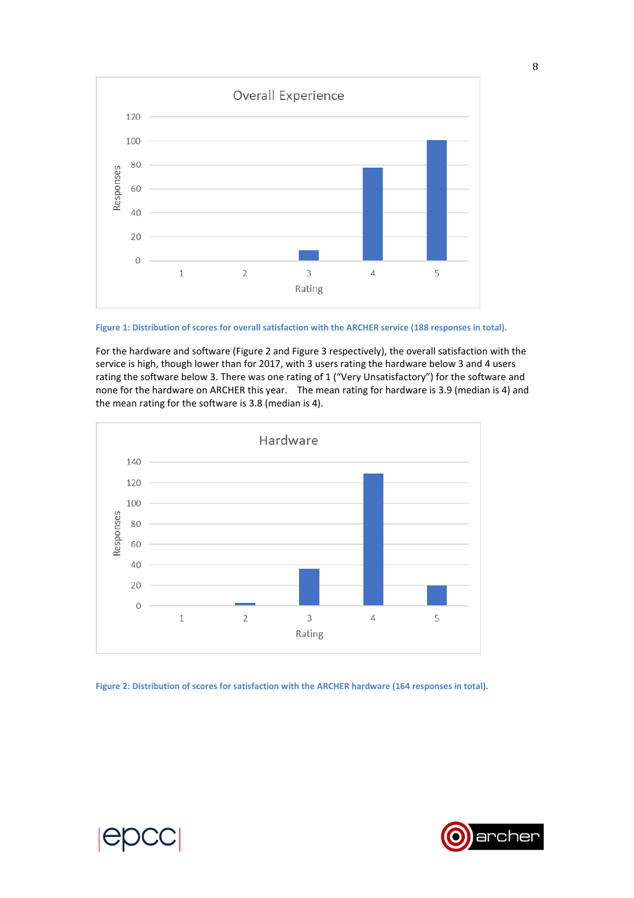Figure 1: Distribution of scores for overall satisfaction with the ARCHER service (188 responses in total).

For the hardware and software (Figure 2 and Figure 3 respectively), the overall satisfaction with the service is high, though lower than for 2017, with 3 users rating the hardware below 3 and 4 users rating the software below 3. There was one rating of 1 ("Very Unsatisfactory") for the software and none for the hardware on ARCHER this year. The mean rating for hardware is 3.9 (median is 4) and the mean rating for the software is 3.8 (median is 4).

Figure 2: Distribution of scores for satisfaction with the ARCHER hardware (164 responses in total).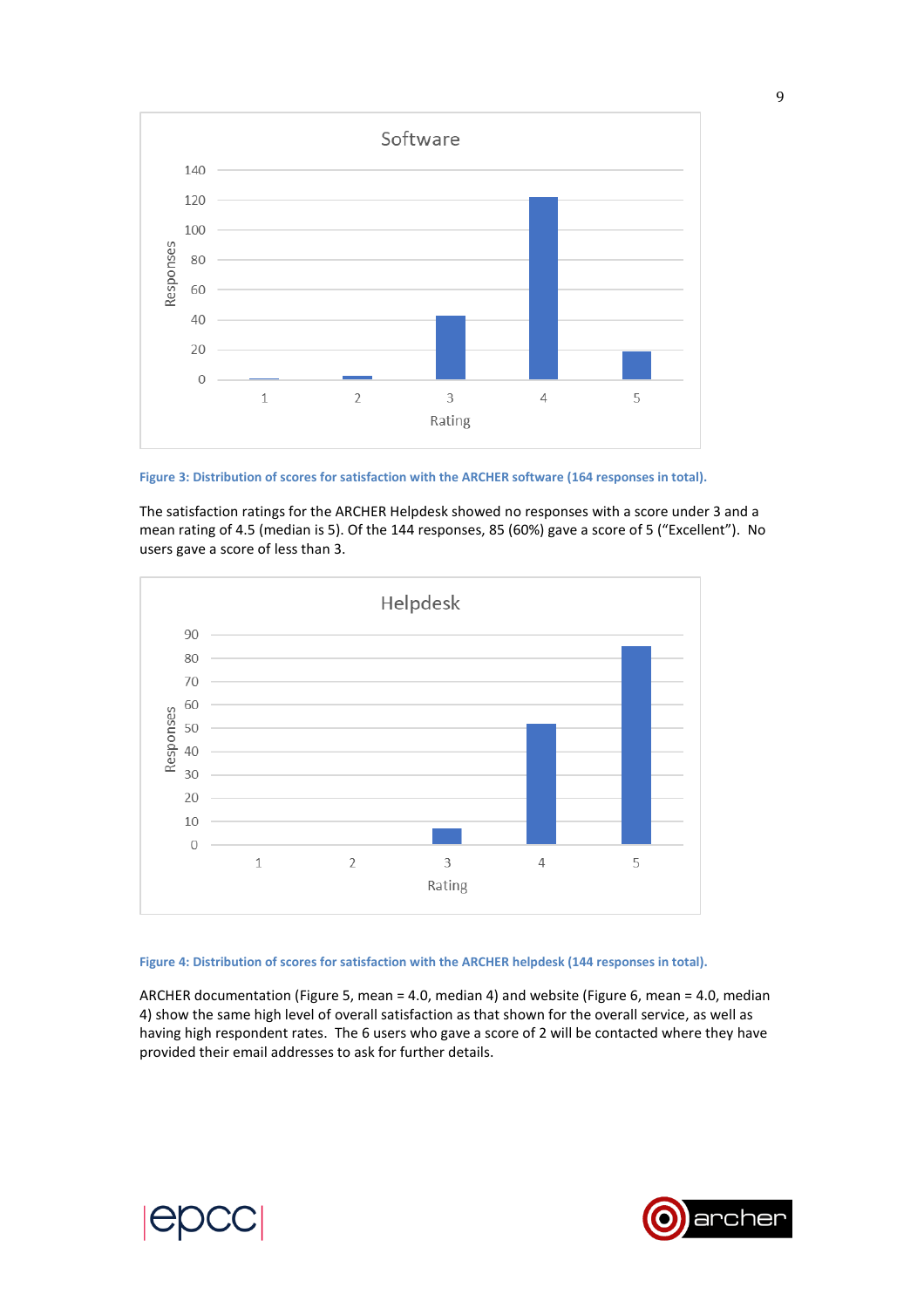Figure 3: Distribution of scores for satisfaction with the ARCHER software (164 responses in total).

The satisfaction ratings for the ARCHER Helpdesk showed no responses with a score under 3 and a mean rating of 4.5 (median is 5). Of the 144 responses, 85 (60%) gave a score of 5 ("Excellent"). No users gave a score of less than 3.

Figure 4: Distribution of scores for satisfaction with the ARCHER helpdesk (144 responses in total).

ARCHER documentation (Figure 5, mean = 4.0, median 4) and website (Figure 6, mean = 4.0, median 4) show the same high level of overall satisfaction as that shown for the overall service, as well as having high respondent rates. The 6 users who gave a score of 2 will be contacted where they have provided their email addresses to ask for further details.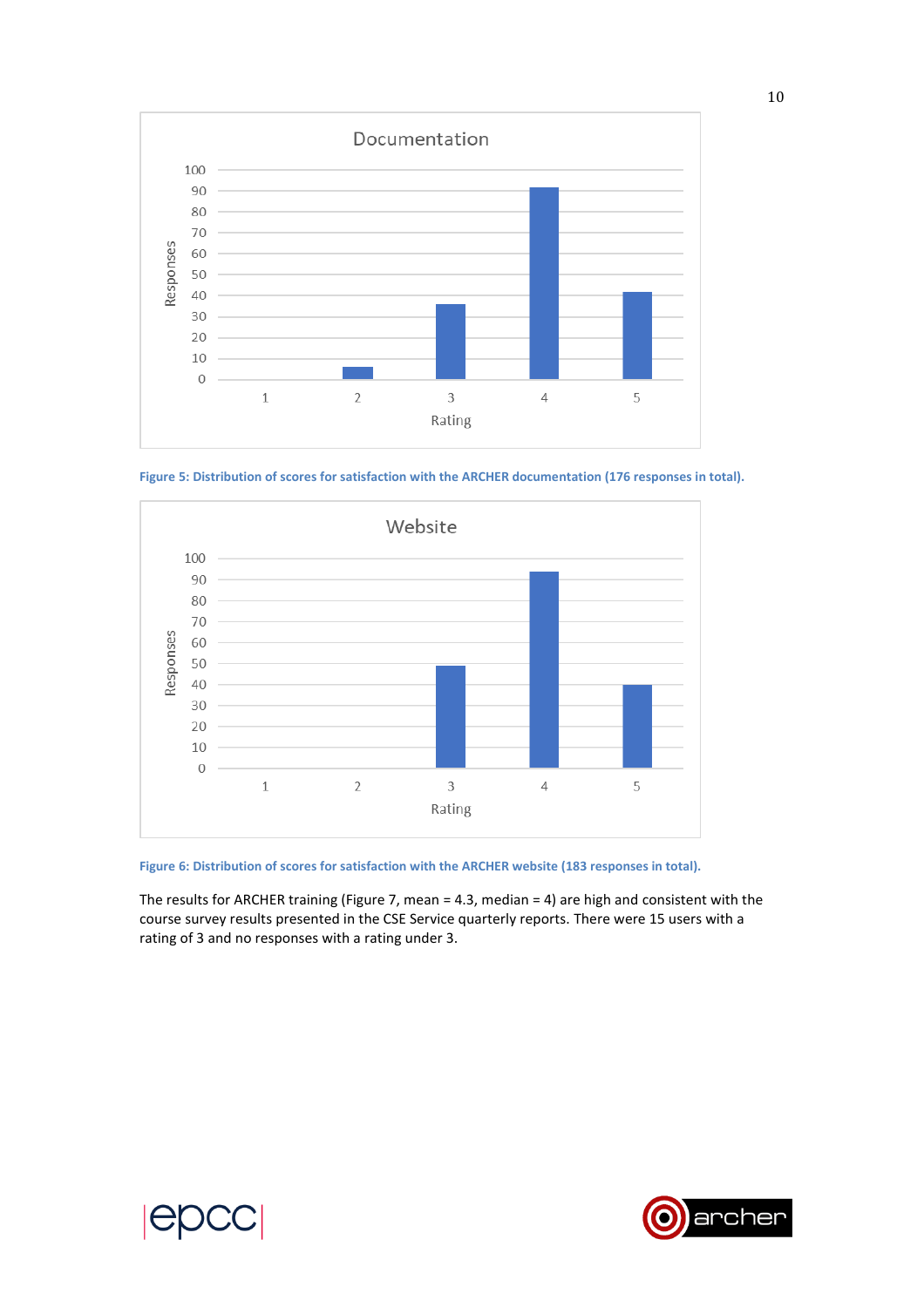Figure 5: Distribution of scores for satisfaction with the ARCHER documentation (176 responses in total).

Figure 6: Distribution of scores for satisfaction with the ARCHER website (183 responses in total).

The results for ARCHER training (Figure 7, mean = 4.3, median = 4) are high and consistent with the course survey results presented in the CSE Service quarterly reports. There were 15 users with a rating of 3 and no responses with a rating under 3.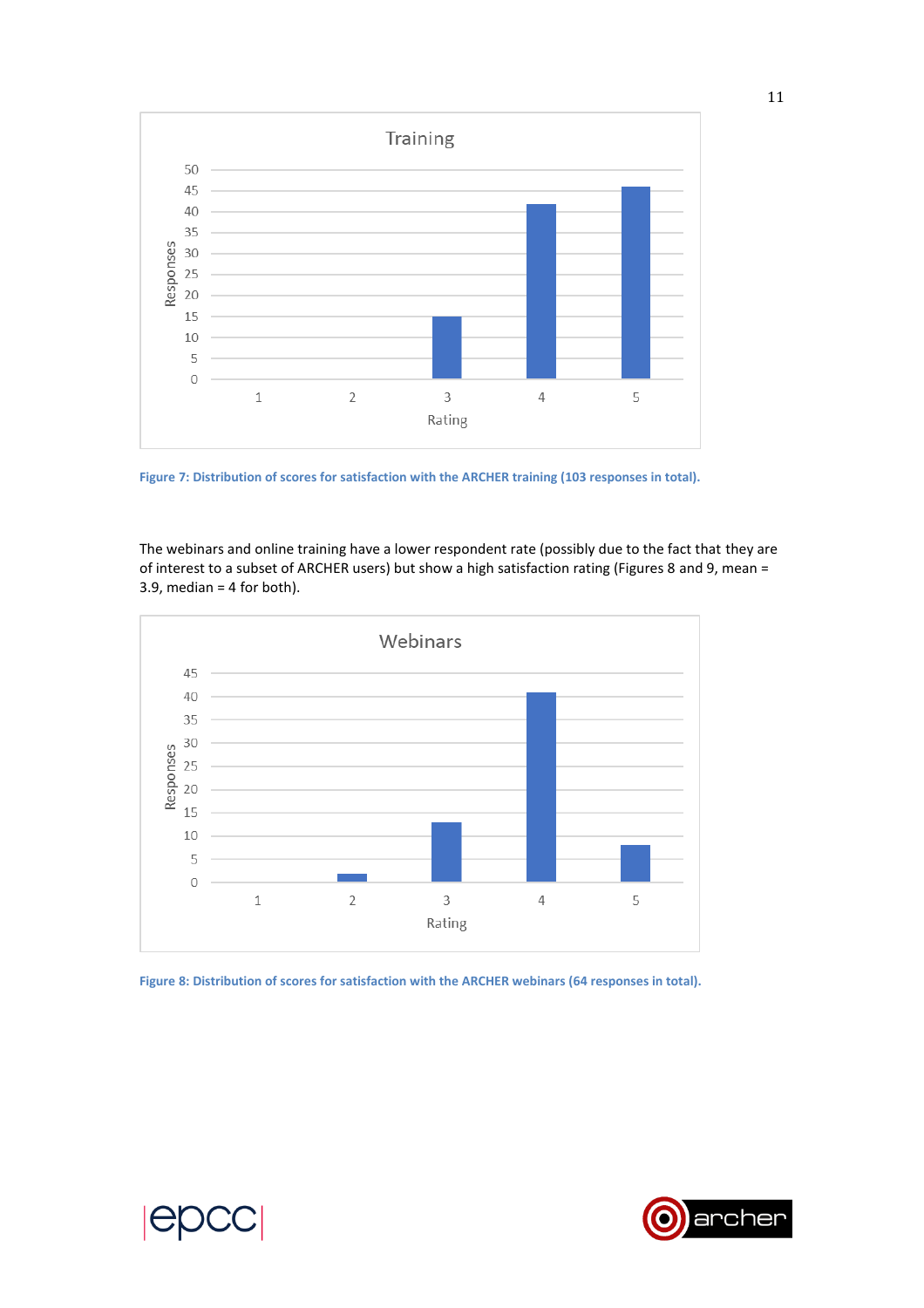Figure 7: Distribution of scores for satisfaction with the ARCHER training (103 responses in total).

The webinars and online training have a lower respondent rate (possibly due to the fact that they are of interest to a subset of ARCHER users) but show a high satisfaction rating (Figures 8 and 9, mean = 3.9, median = 4 for both).

Figure 8: Distribution of scores for satisfaction with the ARCHER webinars (64 responses in total).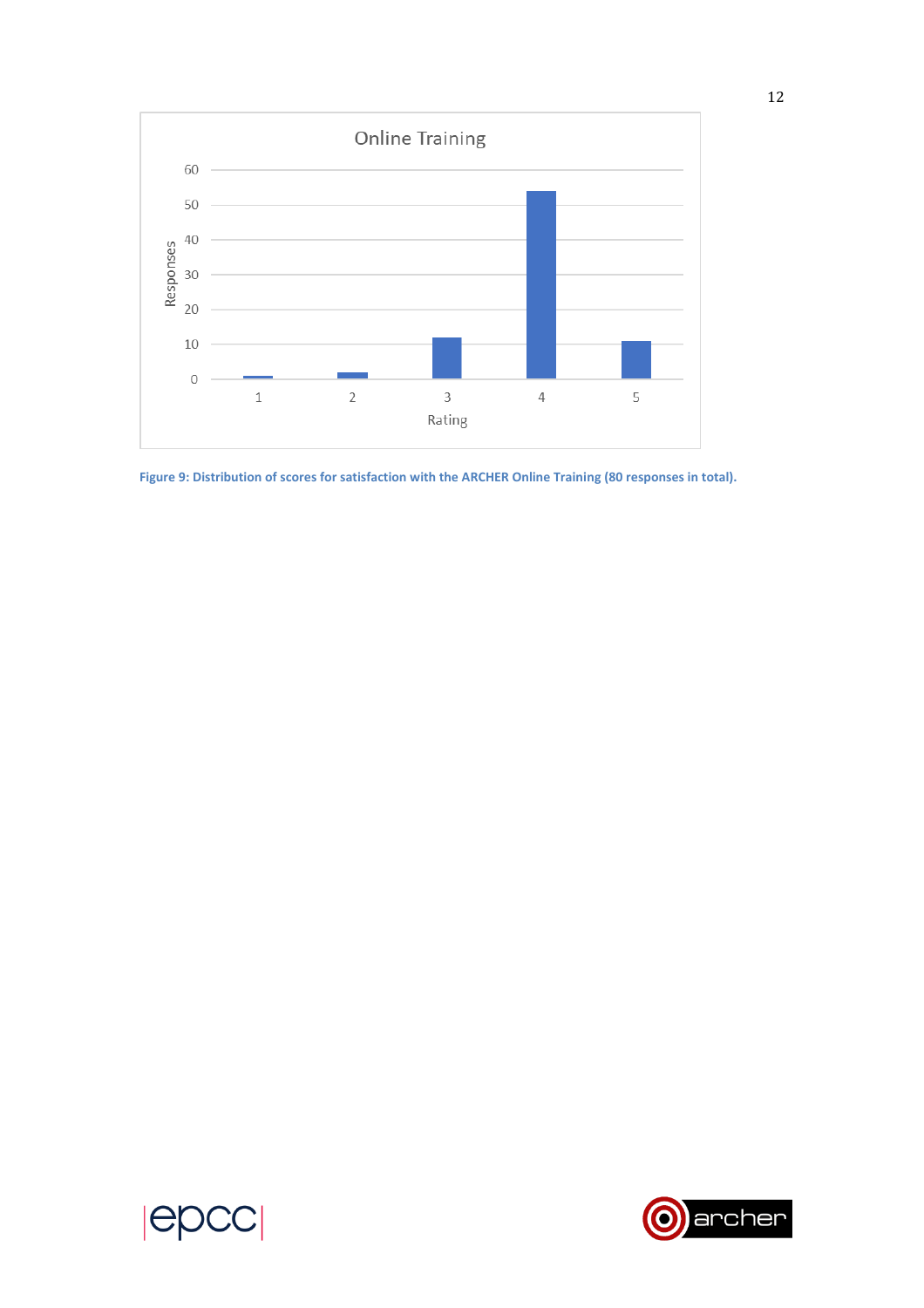Figure 9: Distribution of scores for satisfaction with the ARCHER Online Training (80 responses in total).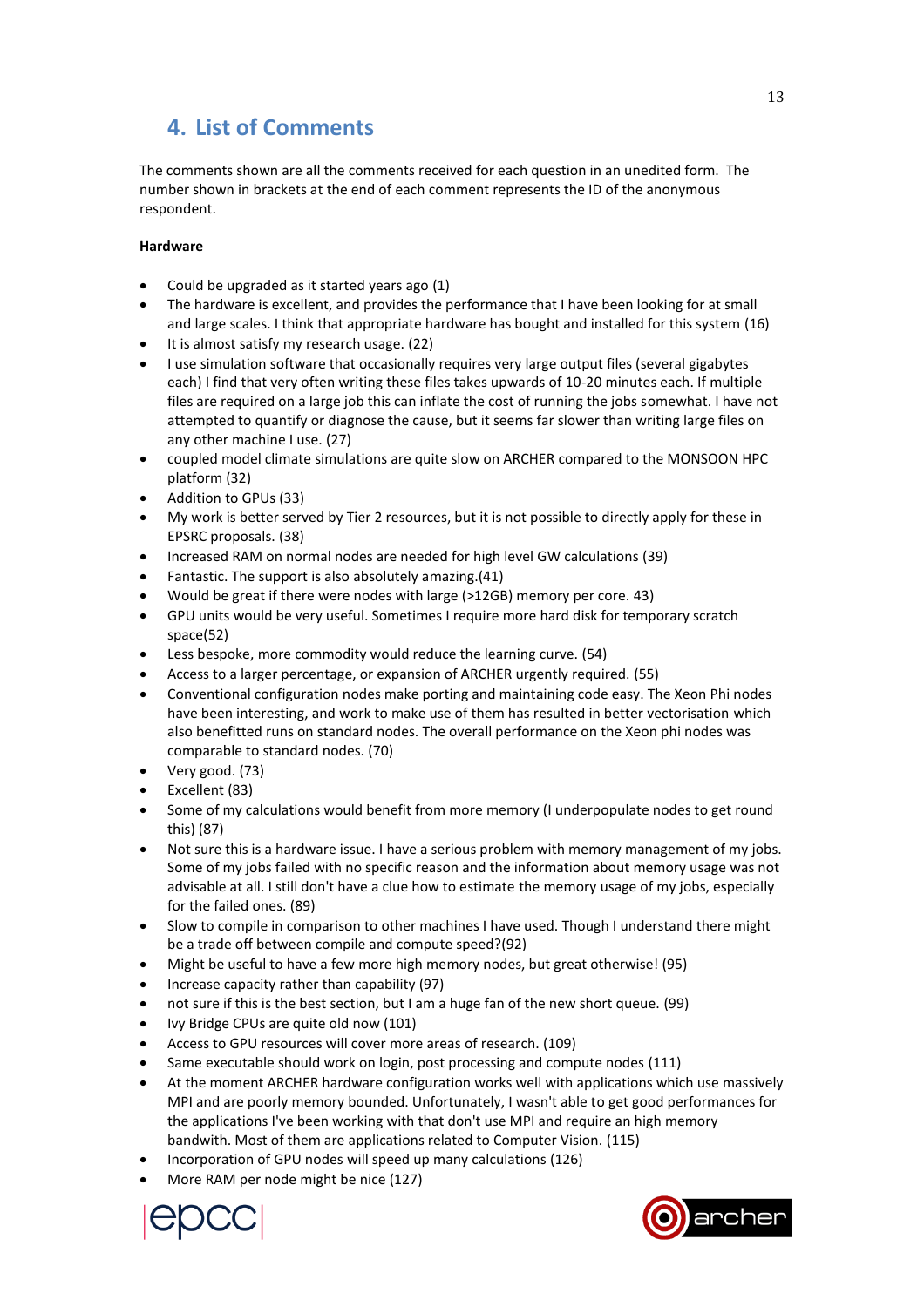# 4. List of Comments

The comments shown are all the comments received for each question in an unedited form. The number shown in brackets at the end of each comment represents the ID of the anonymous respondent.

**Hardware**

- Could be upgraded as it started years ago (1)
- The hardware is excellent, and provides the performance that I have been looking for at small and large scales. I think that appropriate hardware has bought and installed for this system (16)
- It is almost satisfy my research usage. (22)
- I use simulation software that occasionally requires very large output files (several gigabytes each) I find that very often writing these files takes upwards of 10-20 minutes each. If multiple files are required on a large job this can inflate the cost of running the jobs somewhat. I have not attempted to quantify or diagnose the cause, but it seems far slower than writing large files on any other machine I use. (27)
- coupled model climate simulations are quite slow on ARCHER compared to the MONSOON HPC platform (32)
- Addition to GPUs (33)
- My work is better served by Tier 2 resources, but it is not possible to directly apply for these in EPSRC proposals. (38)
- Increased RAM on normal nodes are needed for high level GW calculations (39)
- Fantastic. The support is also absolutely amazing.(41)
- Would be great if there were nodes with large (>12GB) memory per core. 43)
- GPU units would be very useful. Sometimes I require more hard disk for temporary scratch space(52)
- Less bespoke, more commodity would reduce the learning curve. (54)
- Access to a larger percentage, or expansion of ARCHER urgently required. (55)
- Conventional configuration nodes make porting and maintaining code easy. The Xeon Phi nodes have been interesting, and work to make use of them has resulted in better vectorisation which also benefitted runs on standard nodes. The overall performance on the Xeon phi nodes was comparable to standard nodes. (70)
- Very good. (73)
- Excellent (83)
- Some of my calculations would benefit from more memory (I underpopulate nodes to get round this) (87)
- Not sure this is a hardware issue. I have a serious problem with memory management of my jobs. Some of my jobs failed with no specific reason and the information about memory usage was not advisable at all. I still don't have a clue how to estimate the memory usage of my jobs, especially for the failed ones. (89)
- Slow to compile in comparison to other machines I have used. Though I understand there might be a trade off between compile and compute speed?(92)
- Might be useful to have a few more high memory nodes, but great otherwise! (95)
- Increase capacity rather than capability (97)
- not sure if this is the best section, but I am a huge fan of the new short queue. (99)
- Ivy Bridge CPUs are quite old now (101)
- Access to GPU resources will cover more areas of research. (109)
- Same executable should work on login, post processing and compute nodes (111)
- At the moment ARCHER hardware configuration works well with applications which use massively MPI and are poorly memory bounded. Unfortunately, I wasn't able to get good performances for the applications I've been working with that don't use MPI and require an high memory bandwith. Most of them are applications related to Computer Vision. (115)
- Incorporation of GPU nodes will speed up many calculations (126)
- More RAM per node might be nice (127)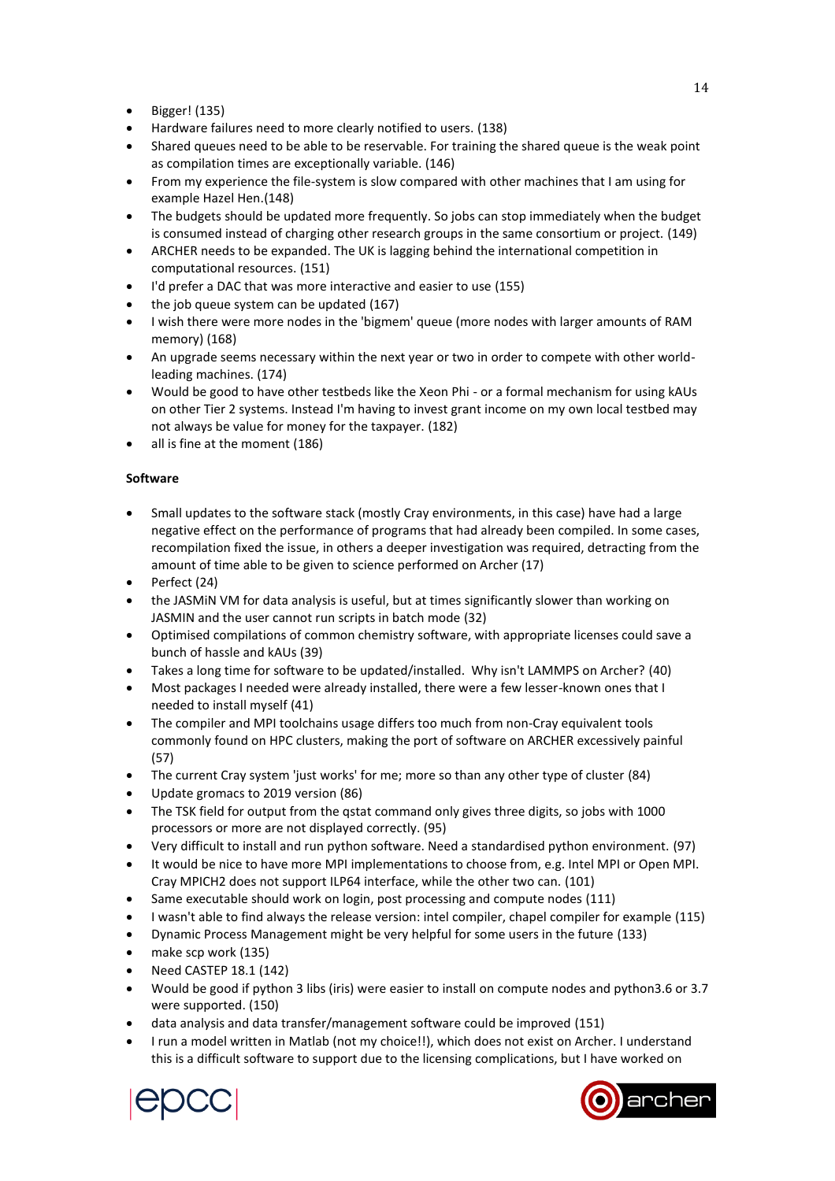- Bigger! (135)
- Hardware failures need to more clearly notified to users. (138)
- Shared queues need to be able to be reservable. For training the shared queue is the weak point as compilation times are exceptionally variable. (146)
- From my experience the file-system is slow compared with other machines that I am using for example Hazel Hen.(148)
- The budgets should be updated more frequently. So jobs can stop immediately when the budget is consumed instead of charging other research groups in the same consortium or project. (149)
- ARCHER needs to be expanded. The UK is lagging behind the international competition in computational resources. (151)
- I'd prefer a DAC that was more interactive and easier to use (155)
- the job queue system can be updated (167)
- I wish there were more nodes in the 'bigmem' queue (more nodes with larger amounts of RAM memory) (168)
- An upgrade seems necessary within the next year or two in order to compete with other world-leading machines. (174)
- Would be good to have other testbeds like the Xeon Phi - or a formal mechanism for using kAUs on other Tier 2 systems. Instead I'm having to invest grant income on my own local testbed may not always be value for money for the taxpayer. (182)
- all is fine at the moment (186)

**Software**

- Small updates to the software stack (mostly Cray environments, in this case) have had a large negative effect on the performance of programs that had already been compiled. In some cases, recompilation fixed the issue, in others a deeper investigation was required, detracting from the amount of time able to be given to science performed on Archer (17)
- Perfect (24)
- the JASMiN VM for data analysis is useful, but at times significantly slower than working on JASMIN and the user cannot run scripts in batch mode (32)
- Optimised compilations of common chemistry software, with appropriate licenses could save a bunch of hassle and kAUs (39)
- Takes a long time for software to be updated/installed. Why isn't LAMMPS on Archer? (40)
- Most packages I needed were already installed, there were a few lesser-known ones that I needed to install myself (41)
- The compiler and MPI toolchains usage differs too much from non-Cray equivalent tools commonly found on HPC clusters, making the port of software on ARCHER excessively painful (57)
- The current Cray system 'just works' for me; more so than any other type of cluster (84)
- Update gromacs to 2019 version (86)
- The TSK field for output from the qstat command only gives three digits, so jobs with 1000 processors or more are not displayed correctly. (95)
- Very difficult to install and run python software. Need a standardised python environment. (97)
- It would be nice to have more MPI implementations to choose from, e.g. Intel MPI or Open MPI. Cray MPICH2 does not support ILP64 interface, while the other two can. (101)
- Same executable should work on login, post processing and compute nodes (111)
- I wasn't able to find always the release version: intel compiler, chapel compiler for example (115)
- Dynamic Process Management might be very helpful for some users in the future (133)
- make scp work (135)
- Need CASTEP 18.1 (142)
- Would be good if python 3 libs (iris) were easier to install on compute nodes and python3.6 or 3.7 were supported. (150)
- data analysis and data transfer/management software could be improved (151)
- I run a model written in Matlab (not my choice!!), which does not exist on Archer. I understand this is a difficult software to support due to the licensing complications, but I have worked on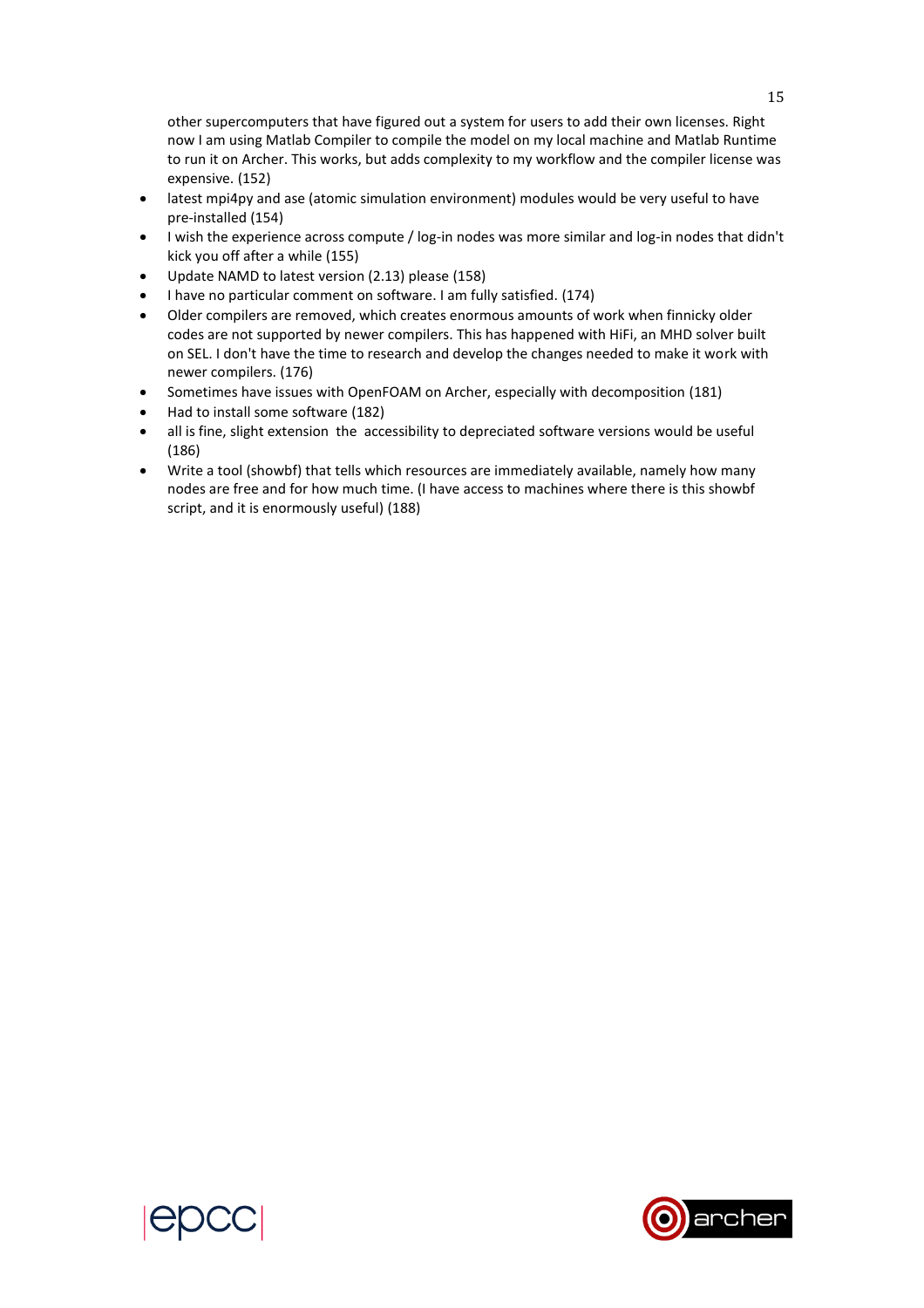other supercomputers that have figured out a system for users to add their own licenses. Right now I am using Matlab Compiler to compile the model on my local machine and Matlab Runtime to run it on Archer. This works, but adds complexity to my workflow and the compiler license was expensive. (152)

- latest mpi4py and ase (atomic simulation environment) modules would be very useful to have pre-installed (154)
- I wish the experience across compute / log-in nodes was more similar and log-in nodes that didn't kick you off after a while (155)
- Update NAMD to latest version (2.13) please (158)
- I have no particular comment on software. I am fully satisfied. (174)
- Older compilers are removed, which creates enormous amounts of work when finnicky older codes are not supported by newer compilers. This has happened with HiFi, an MHD solver built on SEL. I don't have the time to research and develop the changes needed to make it work with newer compilers. (176)
- Sometimes have issues with OpenFOAM on Archer, especially with decomposition (181)
- Had to install some software (182)
- all is fine, slight extension the accessibility to depreciated software versions would be useful (186)
- Write a tool (showbf) that tells which resources are immediately available, namely how many nodes are free and for how much time. (I have access to machines where there is this showbf script, and it is enormously useful) (188)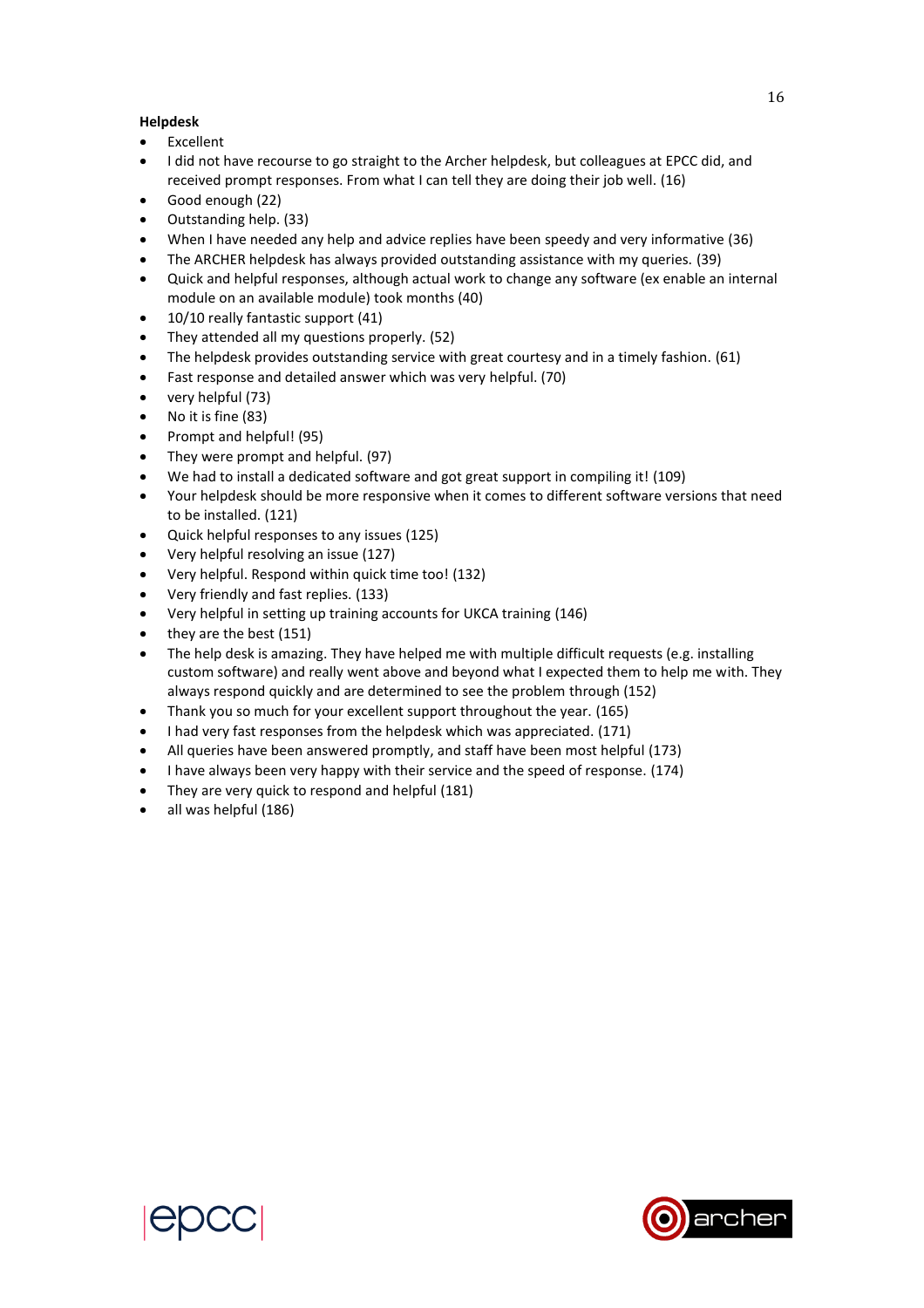**Helpdesk**

- Excellent
- I did not have recourse to go straight to the Archer helpdesk, but colleagues at EPCC did, and received prompt responses. From what I can tell they are doing their job well. (16)
- Good enough (22)
- Outstanding help. (33)
- When I have needed any help and advice replies have been speedy and very informative (36)
- The ARCHER helpdesk has always provided outstanding assistance with my queries. (39)
- Quick and helpful responses, although actual work to change any software (ex enable an internal module on an available module) took months (40)
- 10/10 really fantastic support (41)
- They attended all my questions properly. (52)
- The helpdesk provides outstanding service with great courtesy and in a timely fashion. (61)
- Fast response and detailed answer which was very helpful. (70)
- very helpful (73)
- No it is fine (83)
- Prompt and helpful! (95)
- They were prompt and helpful. (97)
- We had to install a dedicated software and got great support in compiling it! (109)
- Your helpdesk should be more responsive when it comes to different software versions that need to be installed. (121)
- Quick helpful responses to any issues (125)
- Very helpful resolving an issue (127)
- Very helpful. Respond within quick time too! (132)
- Very friendly and fast replies. (133)
- Very helpful in setting up training accounts for UKCA training (146)
- they are the best (151)
- The help desk is amazing. They have helped me with multiple difficult requests (e.g. installing custom software) and really went above and beyond what I expected them to help me with. They always respond quickly and are determined to see the problem through (152)
- Thank you so much for your excellent support throughout the year. (165)
- I had very fast responses from the helpdesk which was appreciated. (171)
- All queries have been answered promptly, and staff have been most helpful (173)
- I have always been very happy with their service and the speed of response. (174)
- They are very quick to respond and helpful (181)
- all was helpful (186)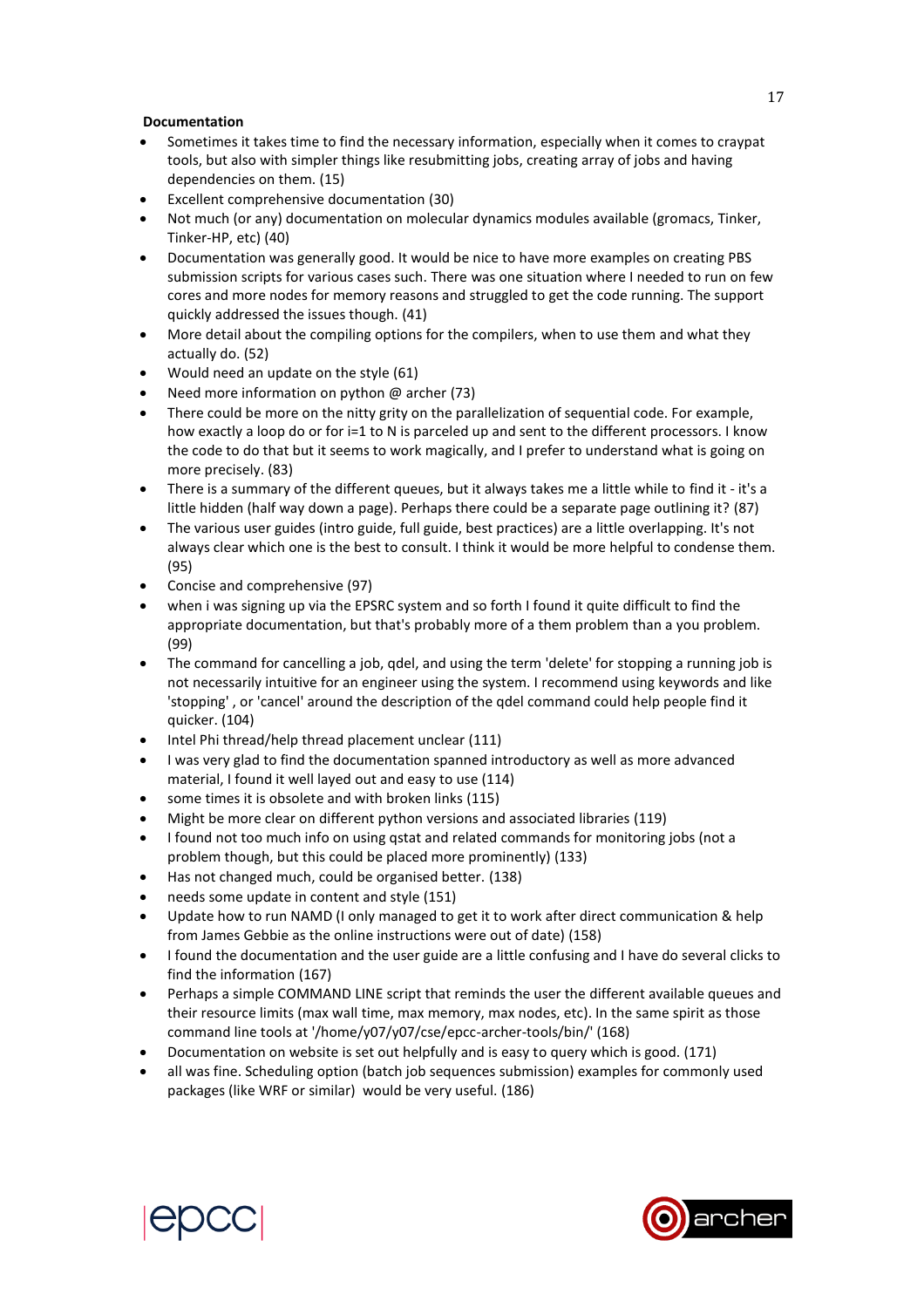**Documentation**

- Sometimes it takes time to find the necessary information, especially when it comes to craypat tools, but also with simpler things like resubmitting jobs, creating array of jobs and having dependencies on them. (15)
- Excellent comprehensive documentation (30)
- Not much (or any) documentation on molecular dynamics modules available (gromacs, Tinker, Tinker-HP, etc) (40)
- Documentation was generally good. It would be nice to have more examples on creating PBS submission scripts for various cases such. There was one situation where I needed to run on few cores and more nodes for memory reasons and struggled to get the code running. The support quickly addressed the issues though. (41)
- More detail about the compiling options for the compilers, when to use them and what they actually do. (52)
- Would need an update on the style (61)
- Need more information on python @ archer (73)
- There could be more on the nitty grity on the parallelization of sequential code. For example, how exactly a loop do or for i=1 to N is parceled up and sent to the different processors. I know the code to do that but it seems to work magically, and I prefer to understand what is going on more precisely. (83)
- There is a summary of the different queues, but it always takes me a little while to find it - it's a little hidden (half way down a page). Perhaps there could be a separate page outlining it? (87)
- The various user guides (intro guide, full guide, best practices) are a little overlapping. It's not always clear which one is the best to consult. I think it would be more helpful to condense them. (95)
- Concise and comprehensive (97)
- when i was signing up via the EPSRC system and so forth I found it quite difficult to find the appropriate documentation, but that's probably more of a them problem than a you problem. (99)
- The command for cancelling a job, qdel, and using the term 'delete' for stopping a running job is not necessarily intuitive for an engineer using the system. I recommend using keywords and like 'stopping' , or 'cancel' around the description of the qdel command could help people find it quicker. (104)
- Intel Phi thread/help thread placement unclear (111)
- I was very glad to find the documentation spanned introductory as well as more advanced material, I found it well layed out and easy to use (114)
- some times it is obsolete and with broken links (115)
- Might be more clear on different python versions and associated libraries (119)
- I found not too much info on using qstat and related commands for monitoring jobs (not a problem though, but this could be placed more prominently) (133)
- Has not changed much, could be organised better. (138)
- needs some update in content and style (151)
- Update how to run NAMD (I only managed to get it to work after direct communication & help from James Gebbie as the online instructions were out of date) (158)
- I found the documentation and the user guide are a little confusing and I have do several clicks to find the information (167)
- Perhaps a simple COMMAND LINE script that reminds the user the different available queues and their resource limits (max wall time, max memory, max nodes, etc). In the same spirit as those command line tools at '/home/y07/y07/cse/epcc-archer-tools/bin/' (168)
- Documentation on website is set out helpfully and is easy to query which is good. (171)
- all was fine. Scheduling option (batch job sequences submission) examples for commonly used packages (like WRF or similar) would be very useful. (186)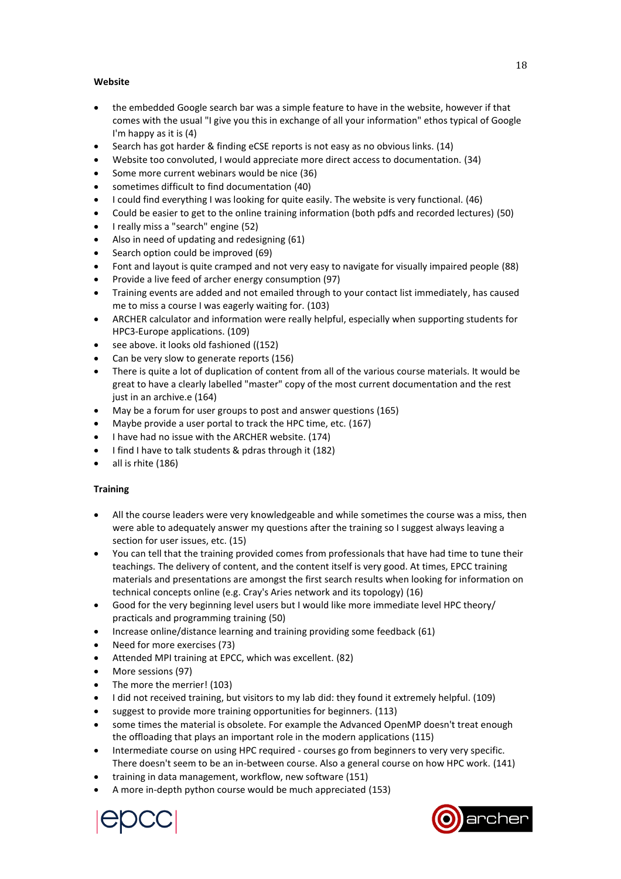**Website**

- the embedded Google search bar was a simple feature to have in the website, however if that comes with the usual "I give you this in exchange of all your information" ethos typical of Google I'm happy as it is (4)
- Search has got harder & finding eCSE reports is not easy as no obvious links. (14)
- Website too convoluted, I would appreciate more direct access to documentation. (34)
- Some more current webinars would be nice (36)
- sometimes difficult to find documentation (40)
- I could find everything I was looking for quite easily. The website is very functional. (46)
- Could be easier to get to the online training information (both pdfs and recorded lectures) (50)
- I really miss a "search" engine (52)
- Also in need of updating and redesigning (61)
- Search option could be improved (69)
- Font and layout is quite cramped and not very easy to navigate for visually impaired people (88)
- Provide a live feed of archer energy consumption (97)
- Training events are added and not emailed through to your contact list immediately, has caused me to miss a course I was eagerly waiting for. (103)
- ARCHER calculator and information were really helpful, especially when supporting students for HPC3-Europe applications. (109)
- see above. it looks old fashioned ((152)
- Can be very slow to generate reports (156)
- There is quite a lot of duplication of content from all of the various course materials. It would be great to have a clearly labelled "master" copy of the most current documentation and the rest just in an archive.e (164)
- May be a forum for user groups to post and answer questions (165)
- Maybe provide a user portal to track the HPC time, etc. (167)
- I have had no issue with the ARCHER website. (174)
- I find I have to talk students & pdras through it (182)
- all is rhite (186)

**Training**

- All the course leaders were very knowledgeable and while sometimes the course was a miss, then were able to adequately answer my questions after the training so I suggest always leaving a section for user issues, etc. (15)
- You can tell that the training provided comes from professionals that have had time to tune their teachings. The delivery of content, and the content itself is very good. At times, EPCC training materials and presentations are amongst the first search results when looking for information on technical concepts online (e.g. Cray's Aries network and its topology) (16)
- Good for the very beginning level users but I would like more immediate level HPC theory/ practicals and programming training (50)
- Increase online/distance learning and training providing some feedback (61)
- Need for more exercises (73)
- Attended MPI training at EPCC, which was excellent. (82)
- More sessions (97)
- The more the merrier! (103)
- I did not received training, but visitors to my lab did: they found it extremely helpful. (109)
- suggest to provide more training opportunities for beginners. (113)
- some times the material is obsolete. For example the Advanced OpenMP doesn't treat enough the offloading that plays an important role in the modern applications (115)
- Intermediate course on using HPC required - courses go from beginners to very very specific. There doesn't seem to be an in-between course. Also a general course on how HPC work. (141)
- training in data management, workflow, new software (151)
- A more in-depth python course would be much appreciated (153)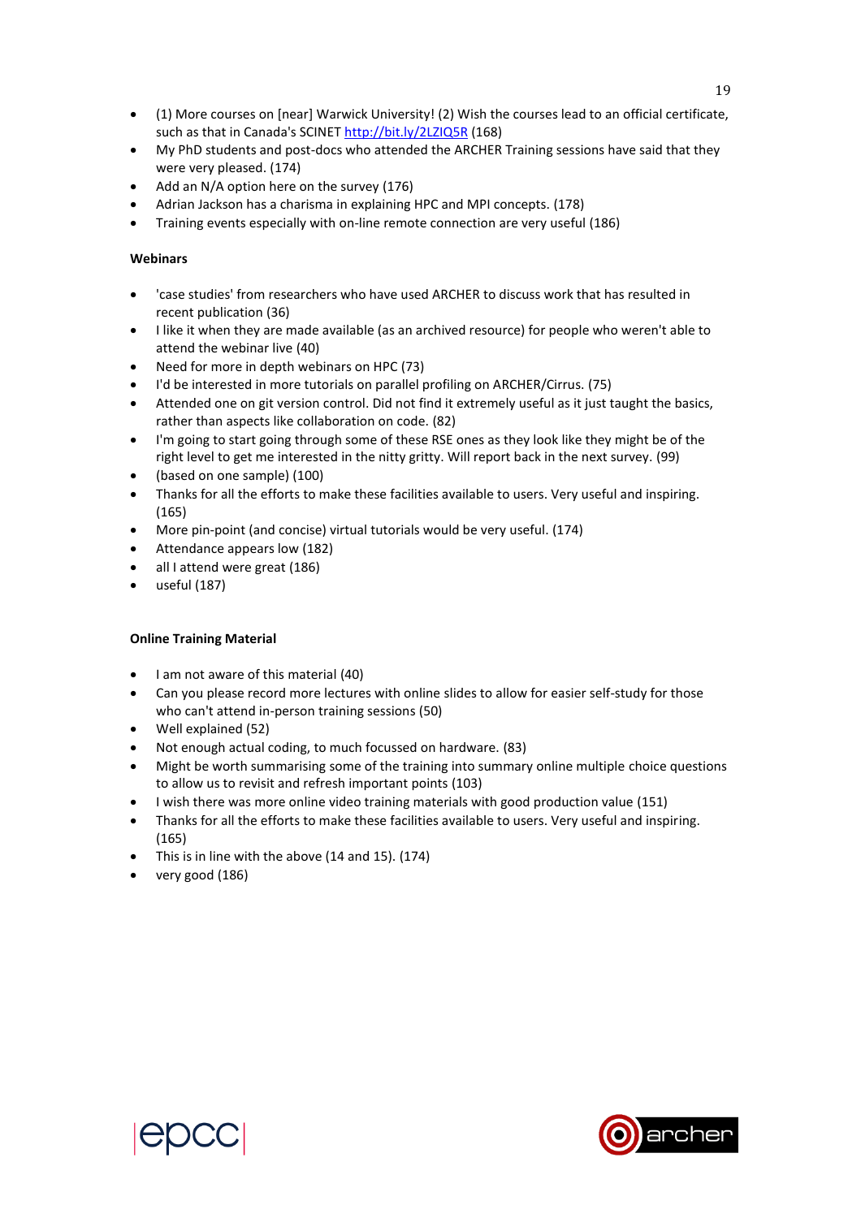- (1) More courses on [near] Warwick University! (2) Wish the courses lead to an official certificate, such as that in Canada's SCINET http://bit.ly/2LZIQ5R (168)
- My PhD students and post-docs who attended the ARCHER Training sessions have said that they were very pleased. (174)
- Add an N/A option here on the survey (176)
- Adrian Jackson has a charisma in explaining HPC and MPI concepts. (178)
- Training events especially with on-line remote connection are very useful (186)

**Webinars**

- 'case studies' from researchers who have used ARCHER to discuss work that has resulted in recent publication (36)
- I like it when they are made available (as an archived resource) for people who weren't able to attend the webinar live (40)
- Need for more in depth webinars on HPC (73)
- I'd be interested in more tutorials on parallel profiling on ARCHER/Cirrus. (75)
- Attended one on git version control. Did not find it extremely useful as it just taught the basics, rather than aspects like collaboration on code. (82)
- I'm going to start going through some of these RSE ones as they look like they might be of the right level to get me interested in the nitty gritty. Will report back in the next survey. (99)
- (based on one sample) (100)
- Thanks for all the efforts to make these facilities available to users. Very useful and inspiring. (165)
- More pin-point (and concise) virtual tutorials would be very useful. (174)
- Attendance appears low (182)
- all I attend were great (186)
- useful (187)

**Online Training Material**

- I am not aware of this material (40)
- Can you please record more lectures with online slides to allow for easier self-study for those who can't attend in-person training sessions (50)
- Well explained (52)
- Not enough actual coding, to much focussed on hardware. (83)
- Might be worth summarising some of the training into summary online multiple choice questions to allow us to revisit and refresh important points (103)
- I wish there was more online video training materials with good production value (151)
- Thanks for all the efforts to make these facilities available to users. Very useful and inspiring. (165)
- This is in line with the above (14 and 15). (174)
- very good (186)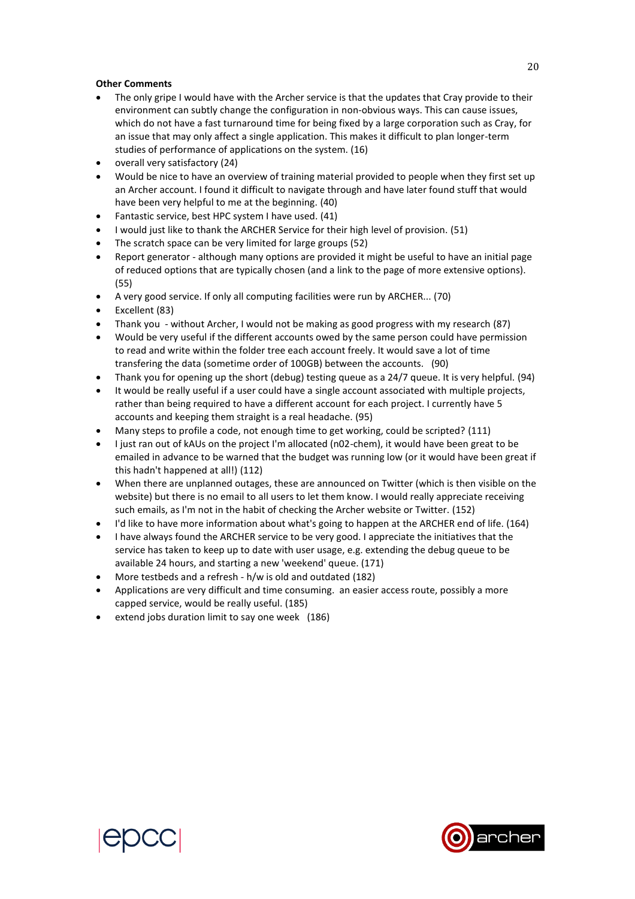**Other Comments**

- The only gripe I would have with the Archer service is that the updates that Cray provide to their environment can subtly change the configuration in non-obvious ways. This can cause issues, which do not have a fast turnaround time for being fixed by a large corporation such as Cray, for an issue that may only affect a single application. This makes it difficult to plan longer-term studies of performance of applications on the system. (16)
- overall very satisfactory (24)
- Would be nice to have an overview of training material provided to people when they first set up an Archer account. I found it difficult to navigate through and have later found stuff that would have been very helpful to me at the beginning. (40)
- Fantastic service, best HPC system I have used. (41)
- I would just like to thank the ARCHER Service for their high level of provision. (51)
- The scratch space can be very limited for large groups (52)
- Report generator - although many options are provided it might be useful to have an initial page of reduced options that are typically chosen (and a link to the page of more extensive options). (55)
- A very good service. If only all computing facilities were run by ARCHER... (70)
- Excellent (83)
- Thank you - without Archer, I would not be making as good progress with my research (87)
- Would be very useful if the different accounts owed by the same person could have permission to read and write within the folder tree each account freely. It would save a lot of time transfering the data (sometime order of 100GB) between the accounts. (90)
- Thank you for opening up the short (debug) testing queue as a 24/7 queue. It is very helpful. (94)
- It would be really useful if a user could have a single account associated with multiple projects, rather than being required to have a different account for each project. I currently have 5 accounts and keeping them straight is a real headache. (95)
- Many steps to profile a code, not enough time to get working, could be scripted? (111)
- I just ran out of kAUs on the project I'm allocated (n02-chem), it would have been great to be emailed in advance to be warned that the budget was running low (or it would have been great if this hadn't happened at all!) (112)
- When there are unplanned outages, these are announced on Twitter (which is then visible on the website) but there is no email to all users to let them know. I would really appreciate receiving such emails, as I'm not in the habit of checking the Archer website or Twitter. (152)
- I'd like to have more information about what's going to happen at the ARCHER end of life. (164)
- I have always found the ARCHER service to be very good. I appreciate the initiatives that the service has taken to keep up to date with user usage, e.g. extending the debug queue to be available 24 hours, and starting a new 'weekend' queue. (171)
- More testbeds and a refresh - h/w is old and outdated (182)
- Applications are very difficult and time consuming. an easier access route, possibly a more capped service, would be really useful. (185)
- extend jobs duration limit to say one week (186)